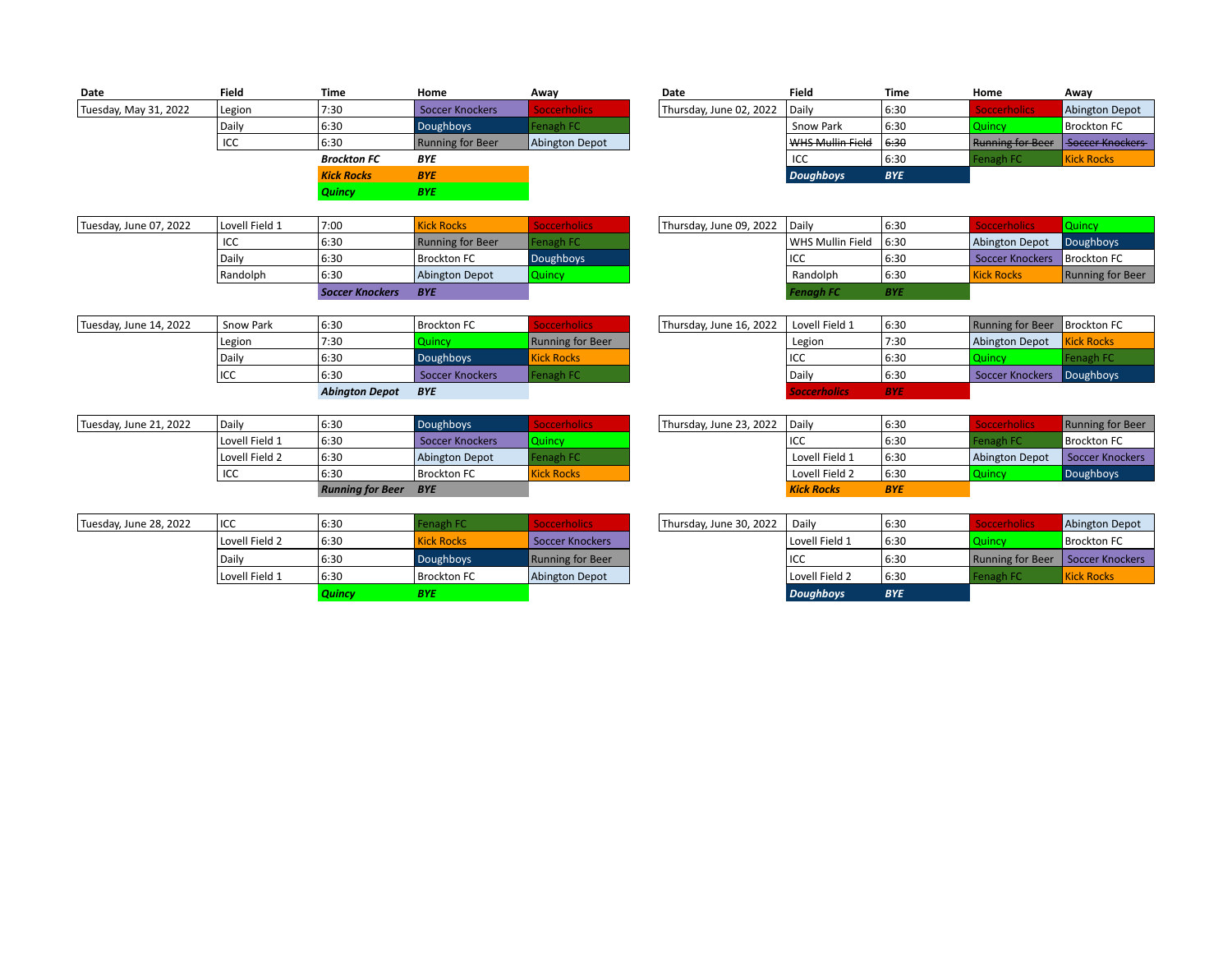| Date | Field | Time | Home | Away |
|---|---|---|---|---|
| Tuesday, May 31, 2022 | Legion | 7:30 | Soccer Knockers | Soccerholics |
| | Daily | 6:30 | Doughboys | Fenagh FC |
| | ICC | 6:30 | Running for Beer | Abington Depot |
| | | ***Brockton FC*** | ***BYE*** | |
| | | ***Kick Rocks*** | ***BYE*** | |
| | | ***Quincy*** | ***BYE*** | |
| Tuesday, June 07, 2022 | Lovell Field 1 | 7:00 | Kick Rocks | Soccerholics |
| | ICC | 6:30 | Running for Beer | Fenagh FC |
| | Daily | 6:30 | Brockton FC | Doughboys |
| | Randolph | 6:30 | Abington Depot | Quincy |
| | | ***Soccer Knockers*** | ***BYE*** | |
| Tuesday, June 14, 2022 | Snow Park | 6:30 | Brockton FC | Soccerholics |
| | Legion | 7:30 | Quincy | Running for Beer |
| | Daily | 6:30 | Doughboys | Kick Rocks |
| | ICC | 6:30 | Soccer Knockers | Fenagh FC |
| | | ***Abington Depot*** | ***BYE*** | |
| Tuesday, June 21, 2022 | Daily | 6:30 | Doughboys | Soccerholics |
| | Lovell Field 1 | 6:30 | Soccer Knockers | Quincy |
| | Lovell Field 2 | 6:30 | Abington Depot | Fenagh FC |
| | ICC | 6:30 | Brockton FC | Kick Rocks |
| | | ***Running for Beer*** | ***BYE*** | |
| Tuesday, June 28, 2022 | ICC | 6:30 | Fenagh FC | Soccerholics |
| | Lovell Field 2 | 6:30 | Kick Rocks | Soccer Knockers |
| | Daily | 6:30 | Doughboys | Running for Beer |
| | Lovell Field 1 | 6:30 | Brockton FC | Abington Depot |
| | | ***Quincy*** | ***BYE*** | |

| Date | Field | Time | Home | Away |
|---|---|---|---|---|
| Thursday, June 02, 2022 | Daily | 6:30 | Soccerholics | Abington Depot |
| | Snow Park | 6:30 | Quincy | Brockton FC |
| | ~~WHS Mullin Field~~ | ~~6:30~~ | ~~Running for Beer~~ | ~~Soccer Knockers~~ |
| | ICC | 6:30 | Fenagh FC | Kick Rocks |
| | ***Doughboys*** | ***BYE*** | | |
| Thursday, June 09, 2022 | Daily | 6:30 | Soccerholics | Quincy |
| | WHS Mullin Field | 6:30 | Abington Depot | Doughboys |
| | ICC | 6:30 | Soccer Knockers | Brockton FC |
| | Randolph | 6:30 | Kick Rocks | Running for Beer |
| | ***Fenagh FC*** | ***BYE*** | | |
| Thursday, June 16, 2022 | Lovell Field 1 | 6:30 | Running for Beer | Brockton FC |
| | Legion | 7:30 | Abington Depot | Kick Rocks |
| | ICC | 6:30 | Quincy | Fenagh FC |
| | Daily | 6:30 | Soccer Knockers | Doughboys |
| | ***Soccerholics*** | ***BYE*** | | |
| Thursday, June 23, 2022 | Daily | 6:30 | Soccerholics | Running for Beer |
| | ICC | 6:30 | Fenagh FC | Brockton FC |
| | Lovell Field 1 | 6:30 | Abington Depot | Soccer Knockers |
| | Lovell Field 2 | 6:30 | Quincy | Doughboys |
| | ***Kick Rocks*** | ***BYE*** | | |
| Thursday, June 30, 2022 | Daily | 6:30 | Soccerholics | Abington Depot |
| | Lovell Field 1 | 6:30 | Quincy | Brockton FC |
| | ICC | 6:30 | Running for Beer | Soccer Knockers |
| | Lovell Field 2 | 6:30 | Fenagh FC | Kick Rocks |
| | ***Doughboys*** | ***BYE*** | | |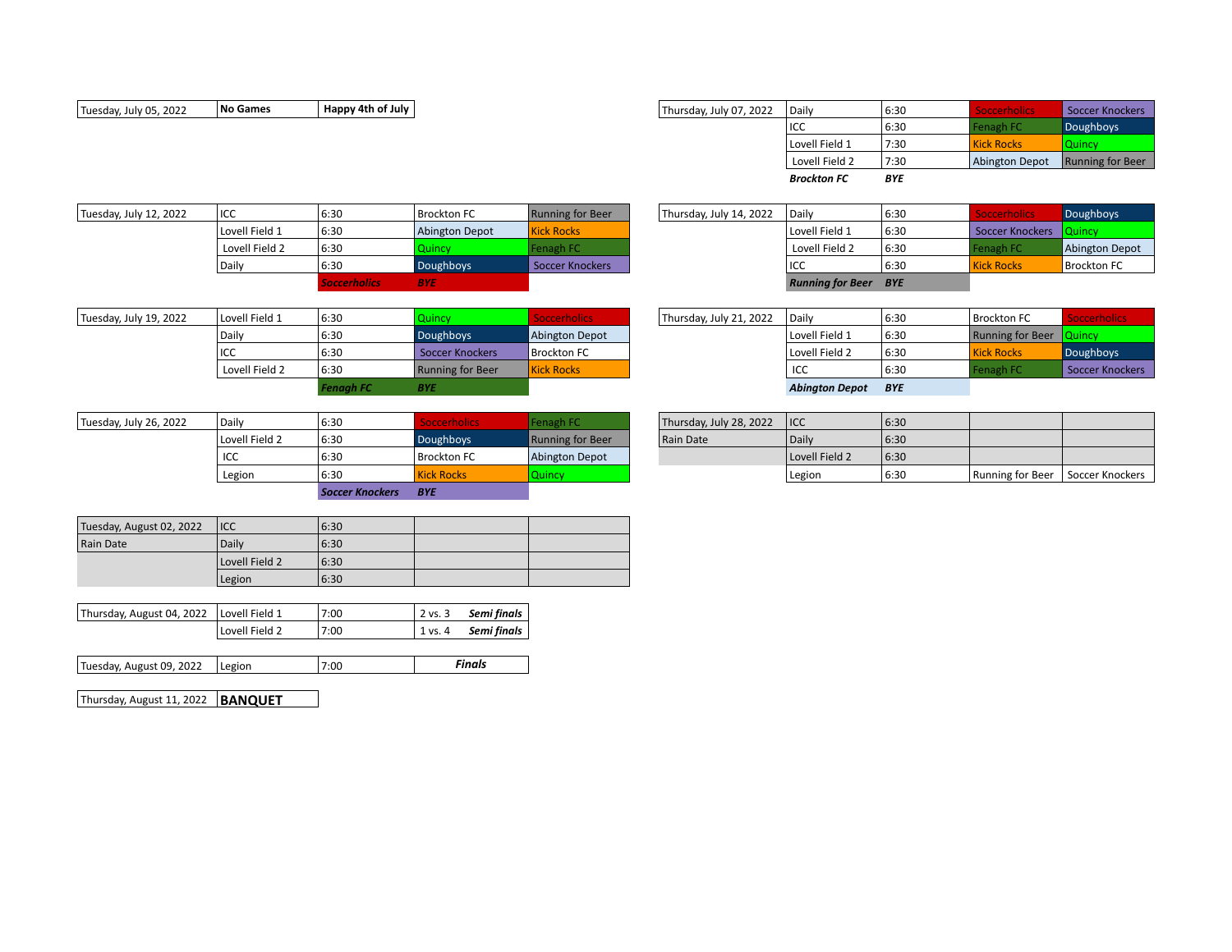| | | | | |
|---|---|---|---|---|
| Tuesday, July 05, 2022 | No Games | Happy 4th of July | | |

| | | | | |
|---|---|---|---|---|
| Thursday, July 07, 2022 | Daily | 6:30 | Soccerholics | Soccer Knockers |
| | ICC | 6:30 | Fenagh FC | Doughboys |
| | Lovell Field 1 | 7:30 | Kick Rocks | Quincy |
| | Lovell Field 2 | 7:30 | Abington Depot | Running for Beer |
| | ***Brockton FC*** | ***BYE*** | | |

| | | | | |
|---|---|---|---|---|
| Tuesday, July 12, 2022 | ICC | 6:30 | Brockton FC | Running for Beer |
| | Lovell Field 1 | 6:30 | Abington Depot | Kick Rocks |
| | Lovell Field 2 | 6:30 | Quincy | Fenagh FC |
| | Daily | 6:30 | Doughboys | Soccer Knockers |
| | | ***Soccerholics*** | ***BYE*** | |

| | | | | |
|---|---|---|---|---|
| Thursday, July 14, 2022 | Daily | 6:30 | Soccerholics | Doughboys |
| | Lovell Field 1 | 6:30 | Soccer Knockers | Quincy |
| | Lovell Field 2 | 6:30 | Fenagh FC | Abington Depot |
| | ICC | 6:30 | Kick Rocks | Brockton FC |
| | ***Running for Beer*** | ***BYE*** | | |

| | | | | |
|---|---|---|---|---|
| Tuesday, July 19, 2022 | Lovell Field 1 | 6:30 | Quincy | Soccerholics |
| | Daily | 6:30 | Doughboys | Abington Depot |
| | ICC | 6:30 | Soccer Knockers | Brockton FC |
| | Lovell Field 2 | 6:30 | Running for Beer | Kick Rocks |
| | | ***Fenagh FC*** | ***BYE*** | |

| | | | | |
|---|---|---|---|---|
| Thursday, July 21, 2022 | Daily | 6:30 | Brockton FC | Soccerholics |
| | Lovell Field 1 | 6:30 | Running for Beer | Quincy |
| | Lovell Field 2 | 6:30 | Kick Rocks | Doughboys |
| | ICC | 6:30 | Fenagh FC | Soccer Knockers |
| | ***Abington Depot*** | ***BYE*** | | |

| | | | | |
|---|---|---|---|---|
| Tuesday, July 26, 2022 | Daily | 6:30 | Soccerholics | Fenagh FC |
| | Lovell Field 2 | 6:30 | Doughboys | Running for Beer |
| | ICC | 6:30 | Brockton FC | Abington Depot |
| | Legion | 6:30 | Kick Rocks | Quincy |
| | | ***Soccer Knockers*** | ***BYE*** | |

| | | | | |
|---|---|---|---|---|
| Thursday, July 28, 2022 | ICC | 6:30 | | |
| Rain Date | Daily | 6:30 | | |
| | Lovell Field 2 | 6:30 | | |
| | Legion | 6:30 | Running for Beer | Soccer Knockers |

| | | | | |
|---|---|---|---|---|
| Tuesday, August 02, 2022 | ICC | 6:30 | | |
| Rain Date | Daily | 6:30 | | |
| | Lovell Field 2 | 6:30 | | |
| | Legion | 6:30 | | |

| | | | |
|---|---|---|---|
| Thursday, August 04, 2022 | Lovell Field 1 | 7:00 | 2 vs. 3 ***Semi finals*** |
| | Lovell Field 2 | 7:00 | 1 vs. 4 ***Semi finals*** |

| | | | |
|---|---|---|---|
| Tuesday, August 09, 2022 | Legion | 7:00 | ***Finals*** |

| | |
|---|---|
| Thursday, August 11, 2022 | **BANQUET** |